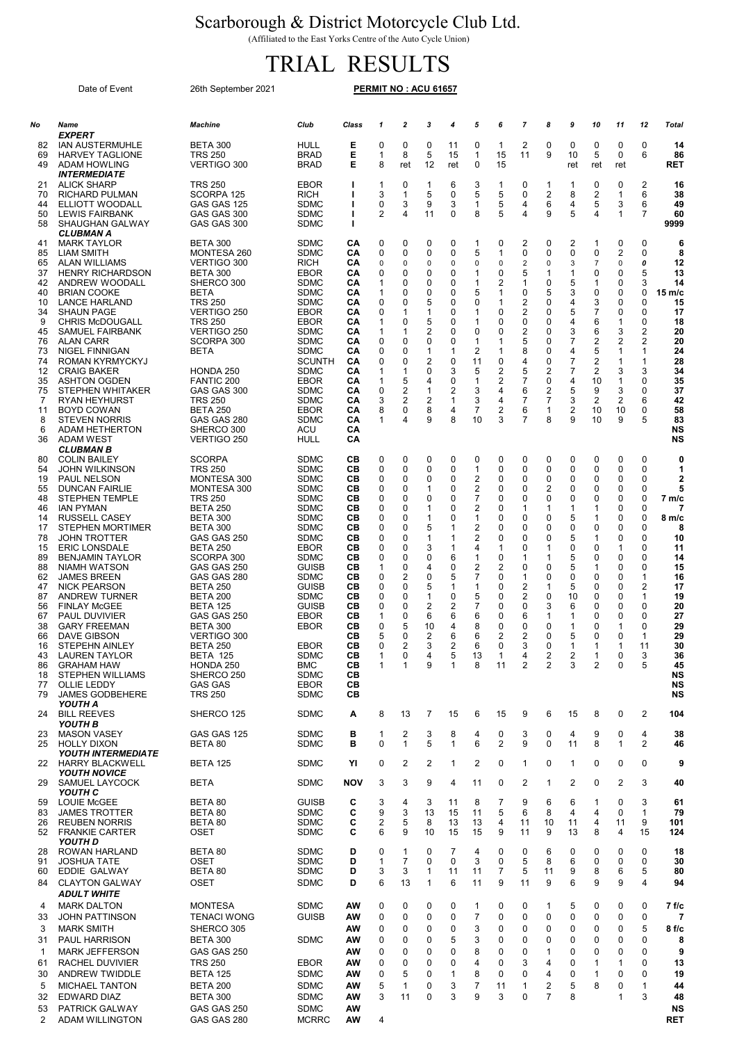# Scarborough & District Motorcycle Club Ltd.

(Affiliated to the East Yorks Centre of the Auto Cycle Union)

# TRIAL RESULTS

Date of Event 26th September 2021 **PERMIT NO : ACU 61657**

| No | Name | Machine | Club | Class | 1 | 2 | 3 | 4 | 5 | 6 | 7 | 8 | 9 | 10 | 11 | 12 | Total |
|---|---|---|---|---|---|---|---|---|---|---|---|---|---|---|---|---|---|
| | ***EXPERT*** | | | | | | | | | | | | | | | | |
| 82 | IAN AUSTERMUHLE | BETA 300 | HULL | **E** | 0 | 0 | 0 | 11 | 0 | 1 | 2 | 0 | 0 | 0 | 0 | 0 | **14** |
| 69 | HARVEY TAGLIONE | TRS 250 | BRAD | **E** | 1 | 8 | 5 | 15 | 1 | 15 | 11 | 9 | 10 | 5 | 0 | 6 | **86** |
| 49 | ADAM HOWLING | VERTIGO 300 | BRAD | **E** | 8 | ret | 12 | ret | 0 | 15 | | | ret | ret | ret | | **RET** |
| | ***INTERMEDIATE*** | | | | | | | | | | | | | | | | |
| 21 | ALICK SHARP | TRS 250 | EBOR | **I** | 1 | 0 | 1 | 6 | 3 | 1 | 0 | 1 | 1 | 0 | 0 | 2 | **16** |
| 70 | RICHARD PULMAN | SCORPA 125 | RICH | **I** | 3 | 1 | 5 | 0 | 5 | 5 | 0 | 2 | 8 | 2 | 1 | 6 | **38** |
| 44 | ELLIOTT WOODALL | GAS GAS 125 | SDMC | **I** | 0 | 3 | 9 | 3 | 1 | 5 | 4 | 6 | 4 | 5 | 3 | 6 | **49** |
| 50 | LEWIS FAIRBANK | GAS GAS 300 | SDMC | **I** | 2 | 4 | 11 | 0 | 8 | 5 | 4 | 9 | 5 | 4 | 1 | 7 | **60** |
| 58 | SHAUGHAN GALWAY | GAS GAS 300 | SDMC | **I** | | | | | | | | | | | | | **9999** |
| | ***CLUBMAN A*** | | | | | | | | | | | | | | | | |
| 41 | MARK TAYLOR | BETA 300 | SDMC | **CA** | 0 | 0 | 0 | 0 | 1 | 0 | 2 | 0 | 2 | 1 | 0 | 0 | **6** |
| 85 | LIAM SMITH | MONTESA 260 | SDMC | **CA** | 0 | 0 | 0 | 0 | 5 | 1 | 0 | 0 | 0 | 0 | 2 | 0 | **8** |
| 65 | ALAN WILLIAMS | VERTIGO 300 | RICH | **CA** | 0 | 0 | 0 | 0 | 0 | 0 | 2 | 0 | 3 | 7 | 0 | 0 | **12** |
| 37 | HENRY RICHARDSON | BETA 300 | EBOR | **CA** | 0 | 0 | 0 | 0 | 1 | 0 | 5 | 1 | 1 | 0 | 0 | 5 | **13** |
| 42 | ANDREW WOODALL | SHERCO 300 | SDMC | **CA** | 1 | 0 | 0 | 0 | 1 | 2 | 1 | 0 | 5 | 1 | 0 | 3 | **14** |
| 40 | BRIAN COOKE | BETA | SDMC | **CA** | 1 | 0 | 0 | 0 | 5 | 1 | 0 | 5 | 3 | 0 | 0 | 0 | **15 m/c** |
| 10 | LANCE HARLAND | TRS 250 | SDMC | **CA** | 0 | 0 | 5 | 0 | 0 | 1 | 2 | 0 | 4 | 3 | 0 | 0 | **15** |
| 34 | SHAUN PAGE | VERTIGO 250 | EBOR | **CA** | 0 | 1 | 1 | 0 | 1 | 0 | 2 | 0 | 5 | 7 | 0 | 0 | **17** |
| 9 | CHRIS McDOUGALL | TRS 250 | EBOR | **CA** | 1 | 0 | 5 | 0 | 1 | 0 | 0 | 0 | 4 | 6 | 1 | 0 | **18** |
| 45 | SAMUEL FAIRBANK | VERTIGO 250 | SDMC | **CA** | 1 | 1 | 2 | 0 | 0 | 0 | 2 | 0 | 3 | 6 | 3 | 2 | **20** |
| 76 | ALAN CARR | SCORPA 300 | SDMC | **CA** | 0 | 0 | 0 | 0 | 1 | 1 | 5 | 0 | 7 | 2 | 2 | 2 | **20** |
| 73 | NIGEL FINNIGAN | BETA | SDMC | **CA** | 0 | 0 | 1 | 1 | 2 | 1 | 8 | 0 | 4 | 5 | 1 | 1 | **24** |
| 74 | ROMAN KYRMYCKYJ | | SCUNTH | **CA** | 0 | 0 | 2 | 0 | 11 | 0 | 4 | 0 | 7 | 2 | 1 | 1 | **28** |
| 12 | CRAIG BAKER | HONDA 250 | SDMC | **CA** | 1 | 1 | 0 | 3 | 5 | 2 | 5 | 2 | 7 | 2 | 3 | 3 | **34** |
| 35 | ASHTON OGDEN | FANTIC 200 | EBOR | **CA** | 1 | 5 | 4 | 0 | 1 | 2 | 7 | 0 | 4 | 10 | 1 | 0 | **35** |
| 75 | STEPHEN WHITAKER | GAS GAS 300 | SDMC | **CA** | 0 | 2 | 1 | 2 | 3 | 4 | 6 | 2 | 5 | 9 | 3 | 0 | **37** |
| 7 | RYAN HEYHURST | TRS 250 | SDMC | **CA** | 3 | 2 | 2 | 1 | 3 | 4 | 7 | 7 | 3 | 2 | 2 | 6 | **42** |
| 11 | BOYD COWAN | BETA 250 | EBOR | **CA** | 8 | 0 | 8 | 4 | 7 | 2 | 6 | 1 | 2 | 10 | 10 | 0 | **58** |
| 8 | STEVEN NORRIS | GAS GAS 280 | SDMC | **CA** | 1 | 4 | 9 | 8 | 10 | 3 | 7 | 8 | 9 | 10 | 9 | 5 | **83** |
| 6 | ADAM HETHERTON | SHERCO 300 | ACU | **CA** | | | | | | | | | | | | | **NS** |
| 36 | ADAM WEST | VERTIGO 250 | HULL | **CA** | | | | | | | | | | | | | **NS** |
| | ***CLUBMAN B*** | | | | | | | | | | | | | | | | |
| 80 | COLIN BAILEY | SCORPA | SDMC | **CB** | 0 | 0 | 0 | 0 | 0 | 0 | 0 | 0 | 0 | 0 | 0 | 0 | **0** |
| 54 | JOHN WILKINSON | TRS 250 | SDMC | **CB** | 0 | 0 | 0 | 0 | 1 | 0 | 0 | 0 | 0 | 0 | 0 | 0 | **1** |
| 19 | PAUL NELSON | MONTESA 300 | SDMC | **CB** | 0 | 0 | 0 | 0 | 2 | 0 | 0 | 0 | 0 | 0 | 0 | 0 | **2** |
| 55 | DUNCAN FAIRLIE | MONTESA 300 | SDMC | **CB** | 0 | 0 | 1 | 0 | 2 | 0 | 0 | 2 | 0 | 0 | 0 | 0 | **5** |
| 48 | STEPHEN TEMPLE | TRS 250 | SDMC | **CB** | 0 | 0 | 0 | 0 | 7 | 0 | 0 | 0 | 0 | 0 | 0 | 0 | **7 m/c** |
| 46 | IAN PYMAN | BETA 250 | SDMC | **CB** | 0 | 0 | 1 | 0 | 2 | 0 | 1 | 1 | 1 | 1 | 0 | 0 | **7** |
| 14 | RUSSELL CASEY | BETA 300 | SDMC | **CB** | 0 | 0 | 1 | 0 | 1 | 0 | 0 | 0 | 5 | 1 | 0 | 0 | **8 m/c** |
| 17 | STEPHEN MORTIMER | BETA 300 | SDMC | **CB** | 0 | 0 | 5 | 1 | 2 | 0 | 0 | 0 | 0 | 0 | 0 | 0 | **8** |
| 78 | JOHN TROTTER | GAS GAS 250 | SDMC | **CB** | 0 | 0 | 1 | 1 | 2 | 0 | 0 | 0 | 5 | 1 | 0 | 0 | **10** |
| 15 | ERIC LONSDALE | BETA 250 | EBOR | **CB** | 0 | 0 | 3 | 1 | 4 | 1 | 0 | 1 | 0 | 0 | 1 | 0 | **11** |
| 89 | BENJAMIN TAYLOR | SCORPA 300 | SDMC | **CB** | 0 | 0 | 0 | 6 | 1 | 0 | 1 | 1 | 5 | 0 | 0 | 0 | **14** |
| 88 | NIAMH WATSON | GAS GAS 250 | GUISB | **CB** | 1 | 0 | 4 | 0 | 2 | 2 | 0 | 0 | 5 | 1 | 0 | 0 | **15** |
| 62 | JAMES BREEN | GAS GAS 280 | SDMC | **CB** | 0 | 2 | 0 | 5 | 7 | 0 | 1 | 0 | 0 | 0 | 0 | 1 | **16** |
| 47 | NICK PEARSON | BETA 250 | GUISB | **CB** | 0 | 0 | 5 | 1 | 1 | 0 | 2 | 1 | 5 | 0 | 0 | 2 | **17** |
| 87 | ANDREW TURNER | BETA 200 | SDMC | **CB** | 0 | 0 | 1 | 0 | 5 | 0 | 2 | 0 | 10 | 0 | 0 | 1 | **19** |
| 56 | FINLAY McGEE | BETA 125 | GUISB | **CB** | 0 | 0 | 2 | 2 | 7 | 0 | 0 | 3 | 6 | 0 | 0 | 0 | **20** |
| 67 | PAUL DUVIVIER | GAS GAS 250 | EBOR | **CB** | 1 | 0 | 6 | 6 | 6 | 0 | 6 | 1 | 1 | 0 | 0 | 0 | **27** |
| 38 | GARY FREEMAN | BETA 300 | EBOR | **CB** | 0 | 5 | 10 | 4 | 8 | 0 | 0 | 0 | 1 | 0 | 1 | 0 | **29** |
| 66 | DAVE GIBSON | VERTIGO 300 | | **CB** | 5 | 0 | 2 | 6 | 6 | 2 | 2 | 0 | 5 | 0 | 0 | 1 | **29** |
| 16 | STEPEHN AINLEY | BETA 250 | EBOR | **CB** | 0 | 2 | 3 | 2 | 6 | 0 | 3 | 0 | 1 | 1 | 1 | 11 | **30** |
| 43 | LAUREN TAYLOR | BETA 125 | SDMC | **CB** | 1 | 0 | 4 | 5 | 13 | 1 | 4 | 2 | 2 | 1 | 0 | 3 | **36** |
| 86 | GRAHAM HAW | HONDA 250 | BMC | **CB** | 1 | 1 | 9 | 1 | 8 | 11 | 2 | 2 | 3 | 2 | 0 | 5 | **45** |
| 18 | STEPHEN WILLIAMS | SHERCO 250 | SDMC | **CB** | | | | | | | | | | | | | **NS** |
| 77 | OLLIE LEDDY | GAS GAS | EBOR | **CB** | | | | | | | | | | | | | **NS** |
| 79 | JAMES GODBEHERE | TRS 250 | SDMC | **CB** | | | | | | | | | | | | | **NS** |
| | ***YOUTH A*** | | | | | | | | | | | | | | | | |
| 24 | BILL REEVES | SHERCO 125 | SDMC | **A** | 8 | 13 | 7 | 15 | 6 | 15 | 9 | 6 | 15 | 8 | 0 | 2 | **104** |
| | ***YOUTH B*** | | | | | | | | | | | | | | | | |
| 23 | MASON VASEY | GAS GAS 125 | SDMC | **B** | 1 | 2 | 3 | 8 | 4 | 0 | 3 | 0 | 4 | 9 | 0 | 4 | **38** |
| 25 | HOLLY DIXON | BETA 80 | SDMC | **B** | 0 | 1 | 5 | 1 | 6 | 2 | 9 | 0 | 11 | 8 | 1 | 2 | **46** |
| | ***YOUTH INTERMEDIATE*** | | | | | | | | | | | | | | | | |
| 22 | HARRY BLACKWELL | BETA 125 | SDMC | **YI** | 0 | 2 | 2 | 1 | 2 | 0 | 1 | 0 | 1 | 0 | 0 | 0 | **9** |
| | ***YOUTH NOVICE*** | | | | | | | | | | | | | | | | |
| 29 | SAMUEL LAYCOCK | BETA | SDMC | **NOV** | 3 | 3 | 9 | 4 | 11 | 0 | 2 | 1 | 2 | 0 | 2 | 3 | **40** |
| | ***YOUTH C*** | | | | | | | | | | | | | | | | |
| 59 | LOUIE McGEE | BETA 80 | GUISB | **C** | 3 | 4 | 3 | 11 | 8 | 7 | 9 | 6 | 6 | 1 | 0 | 3 | **61** |
| 83 | JAMES TROTTER | BETA 80 | SDMC | **C** | 9 | 3 | 13 | 15 | 11 | 5 | 6 | 8 | 4 | 4 | 0 | 1 | **79** |
| 26 | REUBEN NORRIS | BETA 80 | SDMC | **C** | 2 | 5 | 8 | 13 | 13 | 4 | 11 | 10 | 11 | 4 | 11 | 9 | **101** |
| 52 | FRANKIE CARTER | OSET | SDMC | **C** | 6 | 9 | 10 | 15 | 15 | 9 | 11 | 9 | 13 | 8 | 4 | 15 | **124** |
| | ***YOUTH D*** | | | | | | | | | | | | | | | | |
| 28 | ROWAN HARLAND | BETA 80 | SDMC | **D** | 0 | 1 | 0 | 7 | 4 | 0 | 0 | 6 | 0 | 0 | 0 | 0 | **18** |
| 91 | JOSHUA TATE | OSET | SDMC | **D** | 1 | 7 | 0 | 0 | 3 | 0 | 5 | 8 | 6 | 0 | 0 | 0 | **30** |
| 60 | EDDIE GALWAY | BETA 80 | SDMC | **D** | 3 | 3 | 1 | 11 | 11 | 7 | 5 | 11 | 9 | 8 | 6 | 5 | **80** |
| 84 | CLAYTON GALWAY | OSET | SDMC | **D** | 6 | 13 | 1 | 6 | 11 | 9 | 11 | 9 | 6 | 9 | 9 | 4 | **94** |
| | ***ADULT WHITE*** | | | | | | | | | | | | | | | | |
| 4 | MARK DALTON | MONTESA | SDMC | **AW** | 0 | 0 | 0 | 0 | 1 | 0 | 0 | 1 | 5 | 0 | 0 | 0 | **7 f/c** |
| 33 | JOHN PATTINSON | TENACI WONG | GUISB | **AW** | 0 | 0 | 0 | 0 | 7 | 0 | 0 | 0 | 0 | 0 | 0 | 0 | **7** |
| 3 | MARK SMITH | SHERCO 305 | | **AW** | 0 | 0 | 0 | 0 | 3 | 0 | 0 | 0 | 0 | 0 | 0 | 5 | **8 f/c** |
| 31 | PAUL HARRISON | BETA 300 | SDMC | **AW** | 0 | 0 | 0 | 5 | 3 | 0 | 0 | 0 | 0 | 0 | 0 | 0 | **8** |
| 1 | MARK JEFFERSON | GAS GAS 250 | | **AW** | 0 | 0 | 0 | 0 | 8 | 0 | 0 | 1 | 0 | 0 | 0 | 0 | **9** |
| 61 | RACHEL DUVIVIER | TRS 250 | EBOR | **AW** | 0 | 0 | 0 | 0 | 4 | 0 | 3 | 4 | 0 | 1 | 1 | 0 | **13** |
| 30 | ANDREW TWIDDLE | BETA 125 | SDMC | **AW** | 0 | 5 | 0 | 1 | 8 | 0 | 0 | 4 | 0 | 1 | 0 | 0 | **19** |
| 5 | MICHAEL TANTON | BETA 200 | SDMC | **AW** | 5 | 1 | 0 | 3 | 7 | 11 | 1 | 2 | 5 | 8 | 0 | 1 | **44** |
| 32 | EDWARD DIAZ | BETA 300 | SDMC | **AW** | 3 | 11 | 0 | 3 | 9 | 3 | 0 | 7 | 8 | | 1 | 3 | **48** |
| 53 | PATRICK GALWAY | GAS GAS 250 | SDMC | **AW** | | | | | | | | | | | | | **NS** |
| 2 | ADAM WILLINGTON | GAS GAS 280 | MCRRC | **AW** | 4 | | | | | | | | | | | | **RET** |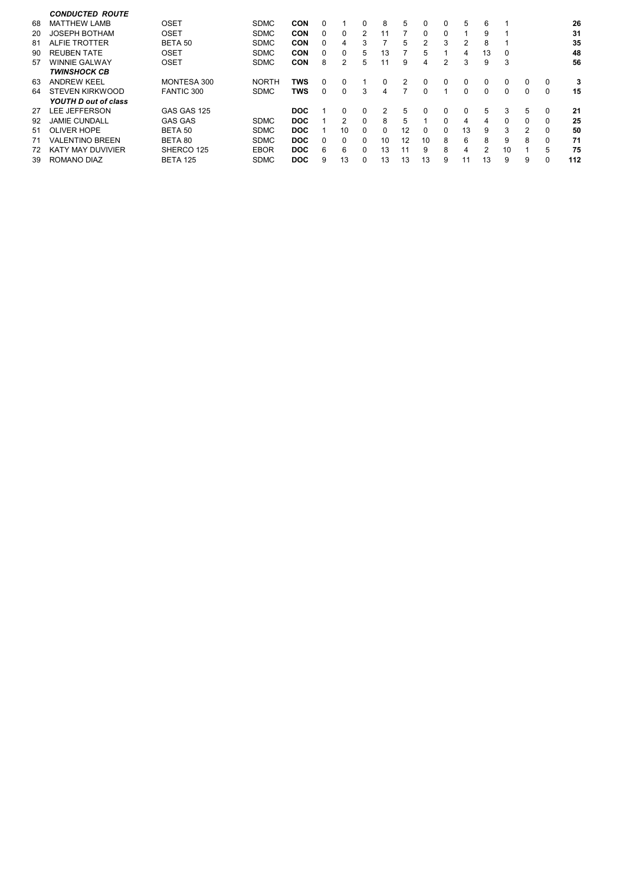| | | | | | | | | | | | | | | | | | | | |
|---|---|---|---|---|---|---|---|---|---|---|---|---|---|---|---|---|---|---|---|
| | ***CONDUCTED ROUTE*** | | | | | | | | | | | | | | | | | | |
| 68 | MATTHEW LAMB | OSET | SDMC | **CON** | 0 | 1 | 0 | 8 | 5 | 0 | 0 | 5 | 6 | 1 | | | | | **26** |
| 20 | JOSEPH BOTHAM | OSET | SDMC | **CON** | 0 | 0 | 2 | 11 | 7 | 0 | 0 | 1 | 9 | 1 | | | | | **31** |
| 81 | ALFIE TROTTER | BETA 50 | SDMC | **CON** | 0 | 4 | 3 | 7 | 5 | 2 | 3 | 2 | 8 | 1 | | | | | **35** |
| 90 | REUBEN TATE | OSET | SDMC | **CON** | 0 | 0 | 5 | 13 | 7 | 5 | 1 | 4 | 13 | 0 | | | | | **48** |
| 57 | WINNIE GALWAY | OSET | SDMC | **CON** | 8 | 2 | 5 | 11 | 9 | 4 | 2 | 3 | 9 | 3 | | | | | **56** |
| | ***TWINSHOCK CB*** | | | | | | | | | | | | | | | | | | |
| 63 | ANDREW KEEL | MONTESA 300 | NORTH | **TWS** | 0 | 0 | 1 | 0 | 2 | 0 | 0 | 0 | 0 | 0 | 0 | 0 | | | **3** |
| 64 | STEVEN KIRKWOOD | FANTIC 300 | SDMC | **TWS** | 0 | 0 | 3 | 4 | 7 | 0 | 1 | 0 | 0 | 0 | 0 | 0 | | | **15** |
| | ***YOUTH D out of class*** | | | | | | | | | | | | | | | | | | |
| 27 | LEE JEFFERSON | GAS GAS 125 | | **DOC** | 1 | 0 | 0 | 2 | 5 | 0 | 0 | 0 | 5 | 3 | 5 | 0 | | | **21** |
| 92 | JAMIE CUNDALL | GAS GAS | SDMC | **DOC** | 1 | 2 | 0 | 8 | 5 | 1 | 0 | 4 | 4 | 0 | 0 | 0 | | | **25** |
| 51 | OLIVER HOPE | BETA 50 | SDMC | **DOC** | 1 | 10 | 0 | 0 | 12 | 0 | 0 | 13 | 9 | 3 | 2 | 0 | | | **50** |
| 71 | VALENTINO BREEN | BETA 80 | SDMC | **DOC** | 0 | 0 | 0 | 10 | 12 | 10 | 8 | 6 | 8 | 9 | 8 | 0 | | | **71** |
| 72 | KATY MAY DUVIVIER | SHERCO 125 | EBOR | **DOC** | 6 | 6 | 0 | 13 | 11 | 9 | 8 | 4 | 2 | 10 | 1 | 5 | | | **75** |
| 39 | ROMANO DIAZ | BETA 125 | SDMC | **DOC** | 9 | 13 | 0 | 13 | 13 | 13 | 9 | 11 | 13 | 9 | 9 | 0 | | | **112** |